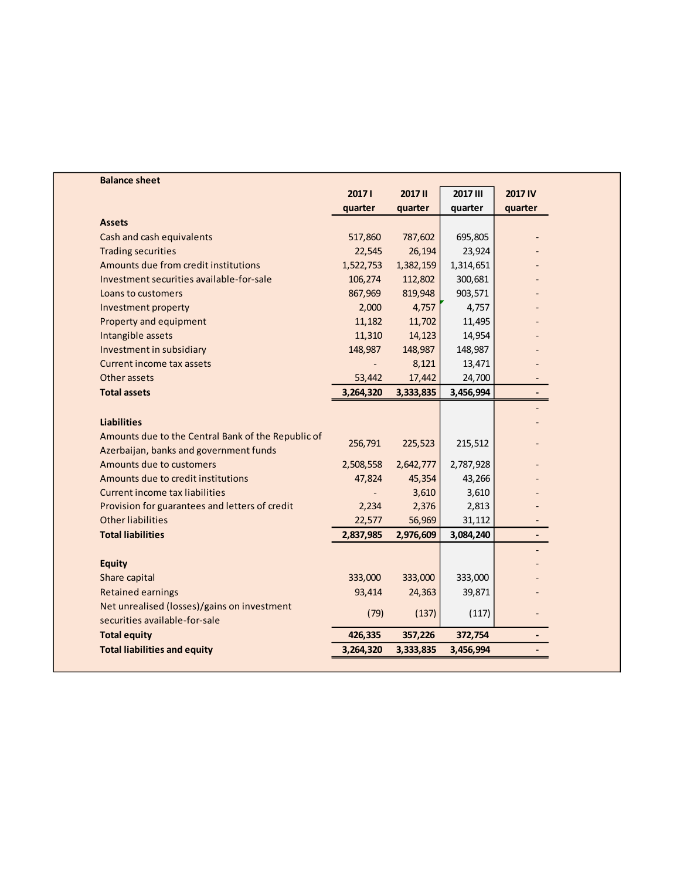**Balance sheet**

| | 2017 I quarter | 2017 II quarter | 2017 III quarter | 2017 IV quarter |
|---|---|---|---|---|
| **Assets** | | | | |
| Cash and cash equivalents | 517,860 | 787,602 | 695,805 | - |
| Trading securities | 22,545 | 26,194 | 23,924 | - |
| Amounts due from credit institutions | 1,522,753 | 1,382,159 | 1,314,651 | - |
| Investment securities available-for-sale | 106,274 | 112,802 | 300,681 | - |
| Loans to customers | 867,969 | 819,948 | 903,571 | - |
| Investment property | 2,000 | 4,757 | 4,757 | - |
| Property and equipment | 11,182 | 11,702 | 11,495 | - |
| Intangible assets | 11,310 | 14,123 | 14,954 | - |
| Investment in subsidiary | 148,987 | 148,987 | 148,987 | - |
| Current income tax assets | - | 8,121 | 13,471 | - |
| Other assets | 53,442 | 17,442 | 24,700 | - |
| **Total assets** | **3,264,320** | **3,333,835** | **3,456,994** | **-** |
| | | | | - |
| **Liabilities** | | | | - |
| Amounts due to the Central Bank of the Republic of Azerbaijan, banks and government funds | 256,791 | 225,523 | 215,512 | - |
| Amounts due to customers | 2,508,558 | 2,642,777 | 2,787,928 | - |
| Amounts due to credit institutions | 47,824 | 45,354 | 43,266 | - |
| Current income tax liabilities | - | 3,610 | 3,610 | - |
| Provision for guarantees and letters of credit | 2,234 | 2,376 | 2,813 | - |
| Other liabilities | 22,577 | 56,969 | 31,112 | - |
| **Total liabilities** | **2,837,985** | **2,976,609** | **3,084,240** | **-** |
| | | | | - |
| **Equity** | | | | - |
| Share capital | 333,000 | 333,000 | 333,000 | - |
| Retained earnings | 93,414 | 24,363 | 39,871 | - |
| Net unrealised (losses)/gains on investment securities available-for-sale | (79) | (137) | (117) | - |
| **Total equity** | **426,335** | **357,226** | **372,754** | **-** |
| **Total liabilities and equity** | **3,264,320** | **3,333,835** | **3,456,994** | **-** |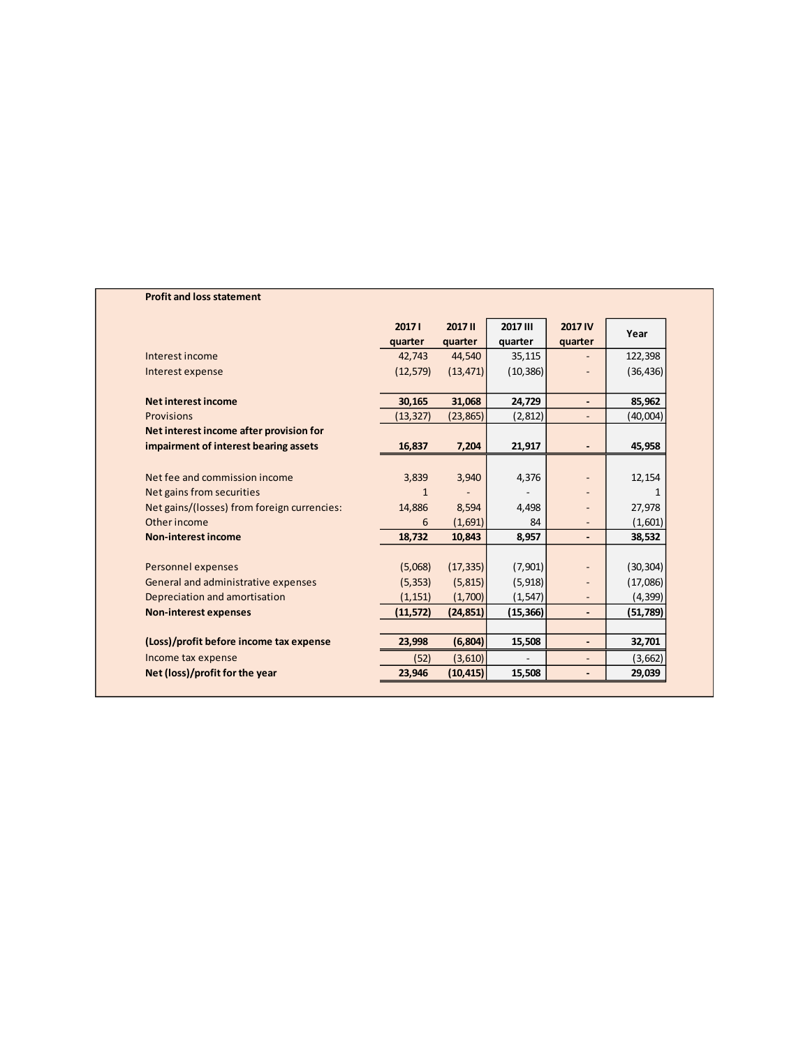**Profit and loss statement**

| | 2017 I quarter | 2017 II quarter | 2017 III quarter | 2017 IV quarter | Year |
|---|---|---|---|---|---|
| Interest income | 42,743 | 44,540 | 35,115 | - | 122,398 |
| Interest expense | (12,579) | (13,471) | (10,386) | - | (36,436) |
| **Net interest income** | **30,165** | **31,068** | **24,729** | **-** | **85,962** |
| Provisions | (13,327) | (23,865) | (2,812) | - | (40,004) |
| **Net interest income after provision for impairment of interest bearing assets** | **16,837** | **7,204** | **21,917** | **-** | **45,958** |
| Net fee and commission income | 3,839 | 3,940 | 4,376 | - | 12,154 |
| Net gains from securities | 1 | - | - | - | 1 |
| Net gains/(losses) from foreign currencies: | 14,886 | 8,594 | 4,498 | - | 27,978 |
| Other income | 6 | (1,691) | 84 | - | (1,601) |
| **Non-interest income** | **18,732** | **10,843** | **8,957** | **-** | **38,532** |
| Personnel expenses | (5,068) | (17,335) | (7,901) | - | (30,304) |
| General and administrative expenses | (5,353) | (5,815) | (5,918) | - | (17,086) |
| Depreciation and amortisation | (1,151) | (1,700) | (1,547) | - | (4,399) |
| **Non-interest expenses** | **(11,572)** | **(24,851)** | **(15,366)** | **-** | **(51,789)** |
| **(Loss)/profit before income tax expense** | **23,998** | **(6,804)** | **15,508** | **-** | **32,701** |
| Income tax expense | (52) | (3,610) | - | - | (3,662) |
| **Net (loss)/profit for the year** | **23,946** | **(10,415)** | **15,508** | **-** | **29,039** |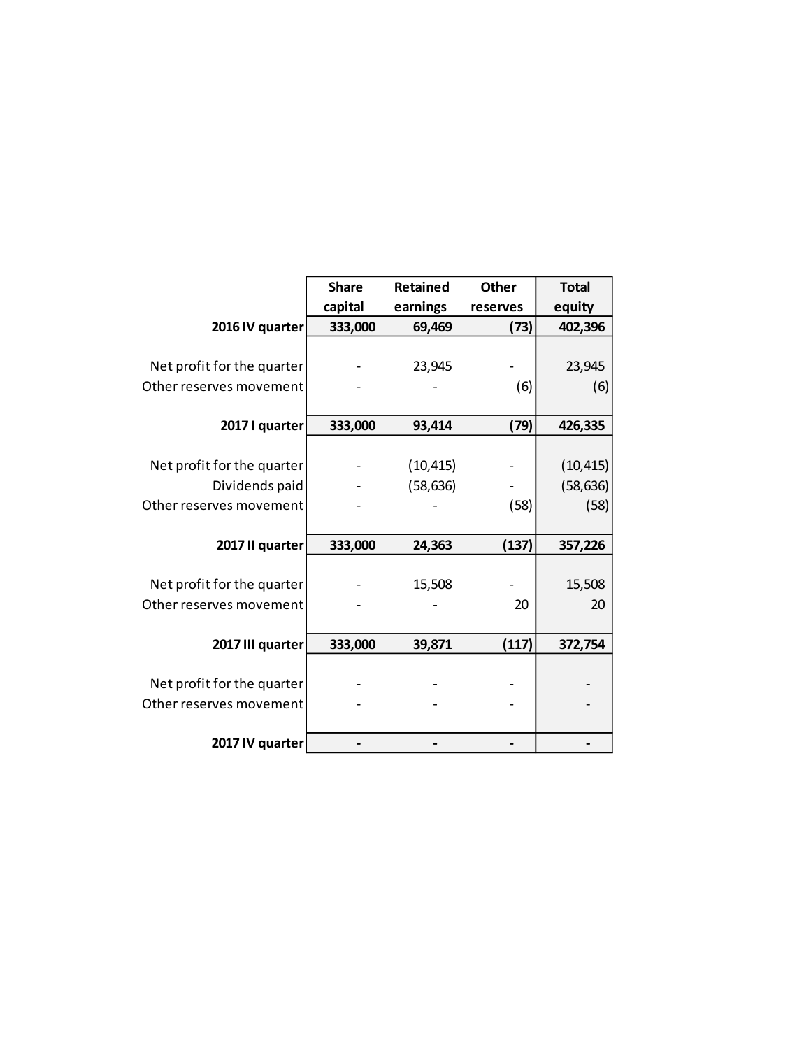| | Share capital | Retained earnings | Other reserves | Total equity |
|---|---|---|---|---|
| **2016 IV quarter** | **333,000** | **69,469** | **(73)** | **402,396** |
| Net profit for the quarter | - | 23,945 | - | 23,945 |
| Other reserves movement | - | - | (6) | (6) |
| **2017 I quarter** | **333,000** | **93,414** | **(79)** | **426,335** |
| Net profit for the quarter | - | (10,415) | - | (10,415) |
| Dividends paid | - | (58,636) | - | (58,636) |
| Other reserves movement | - | - | (58) | (58) |
| **2017 II quarter** | **333,000** | **24,363** | **(137)** | **357,226** |
| Net profit for the quarter | - | 15,508 | - | 15,508 |
| Other reserves movement | - | - | 20 | 20 |
| **2017 III quarter** | **333,000** | **39,871** | **(117)** | **372,754** |
| Net profit for the quarter | - | - | - | - |
| Other reserves movement | - | - | - | - |
| **2017 IV quarter** | **-** | **-** | **-** | **-** |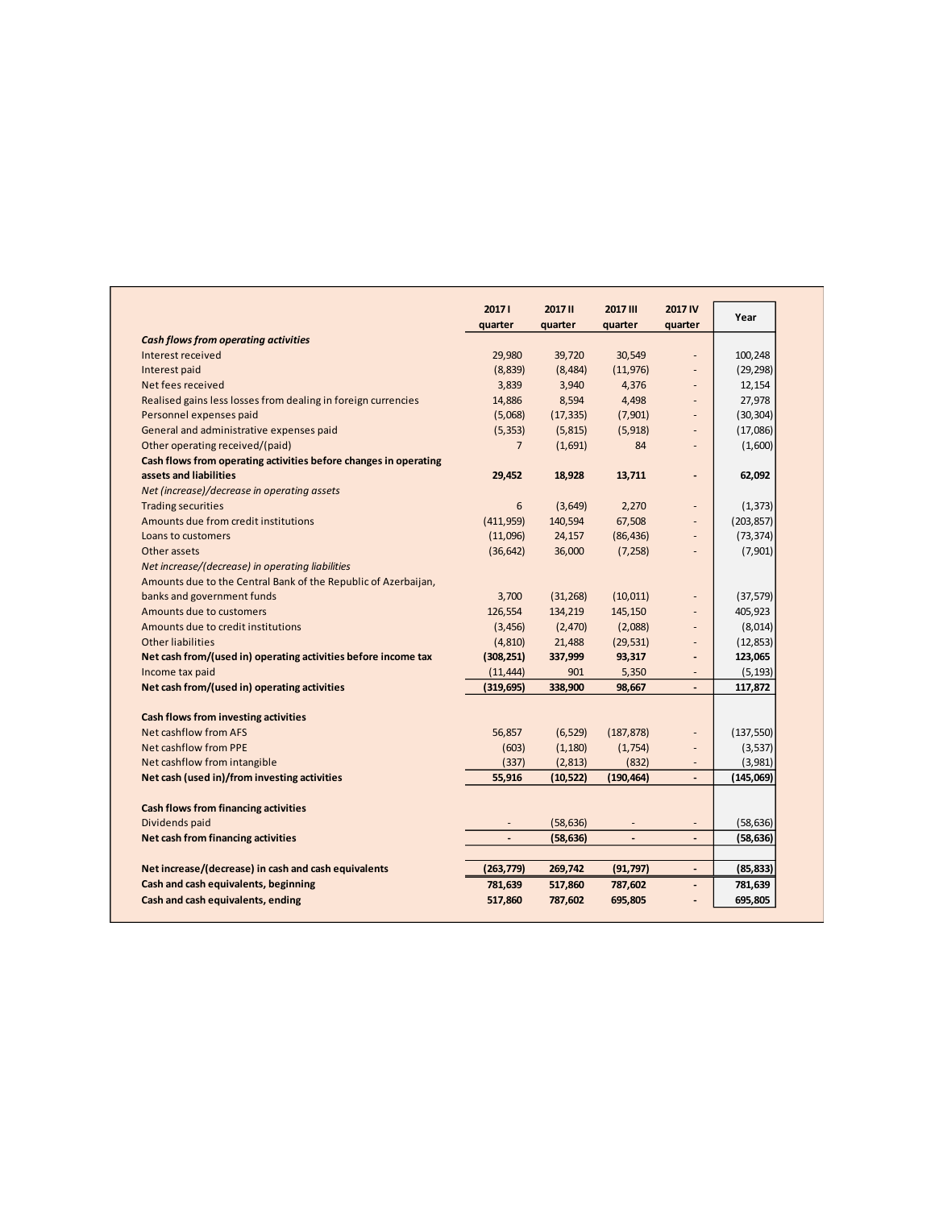| | 2017 I quarter | 2017 II quarter | 2017 III quarter | 2017 IV quarter | Year |
|---|---|---|---|---|---|
| ***Cash flows from operating activities*** | | | | | |
| Interest received | 29,980 | 39,720 | 30,549 | - | 100,248 |
| Interest paid | (8,839) | (8,484) | (11,976) | - | (29,298) |
| Net fees received | 3,839 | 3,940 | 4,376 | - | 12,154 |
| Realised gains less losses from dealing in foreign currencies | 14,886 | 8,594 | 4,498 | - | 27,978 |
| Personnel expenses paid | (5,068) | (17,335) | (7,901) | - | (30,304) |
| General and administrative expenses paid | (5,353) | (5,815) | (5,918) | - | (17,086) |
| Other operating received/(paid) | 7 | (1,691) | 84 | - | (1,600) |
| **Cash flows from operating activities before changes in operating assets and liabilities** | **29,452** | **18,928** | **13,711** | **-** | **62,092** |
| *Net (increase)/decrease in operating assets* | | | | | |
| Trading securities | 6 | (3,649) | 2,270 | - | (1,373) |
| Amounts due from credit institutions | (411,959) | 140,594 | 67,508 | - | (203,857) |
| Loans to customers | (11,096) | 24,157 | (86,436) | - | (73,374) |
| Other assets | (36,642) | 36,000 | (7,258) | - | (7,901) |
| *Net increase/(decrease) in operating liabilities* | | | | | |
| Amounts due to the Central Bank of the Republic of Azerbaijan, banks and government funds | 3,700 | (31,268) | (10,011) | - | (37,579) |
| Amounts due to customers | 126,554 | 134,219 | 145,150 | - | 405,923 |
| Amounts due to credit institutions | (3,456) | (2,470) | (2,088) | - | (8,014) |
| Other liabilities | (4,810) | 21,488 | (29,531) | - | (12,853) |
| **Net cash from/(used in) operating activities before income tax** | **(308,251)** | **337,999** | **93,317** | **-** | **123,065** |
| Income tax paid | (11,444) | 901 | 5,350 | - | (5,193) |
| **Net cash from/(used in) operating activities** | **(319,695)** | **338,900** | **98,667** | **-** | **117,872** |
| | | | | | |
| **Cash flows from investing activities** | | | | | |
| Net cashflow from AFS | 56,857 | (6,529) | (187,878) | - | (137,550) |
| Net cashflow from PPE | (603) | (1,180) | (1,754) | - | (3,537) |
| Net cashflow from intangible | (337) | (2,813) | (832) | - | (3,981) |
| **Net cash (used in)/from investing activities** | **55,916** | **(10,522)** | **(190,464)** | **-** | **(145,069)** |
| | | | | | |
| **Cash flows from financing activities** | | | | | |
| Dividends paid | - | (58,636) | - | - | (58,636) |
| **Net cash from financing activities** | **-** | **(58,636)** | **-** | **-** | **(58,636)** |
| | | | | | |
| **Net increase/(decrease) in cash and cash equivalents** | **(263,779)** | **269,742** | **(91,797)** | **-** | **(85,833)** |
| **Cash and cash equivalents, beginning** | **781,639** | **517,860** | **787,602** | **-** | **781,639** |
| **Cash and cash equivalents, ending** | **517,860** | **787,602** | **695,805** | **-** | **695,805** |